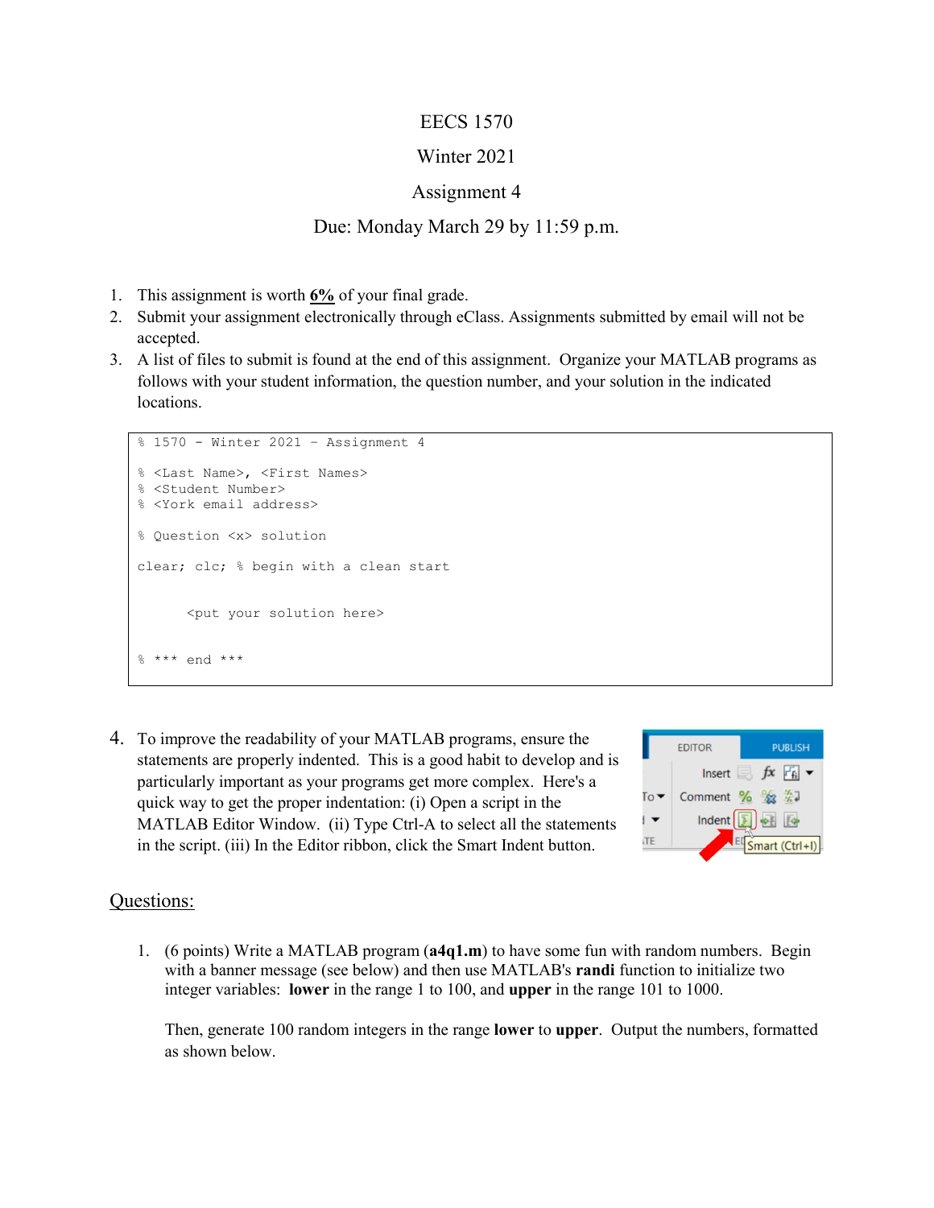EECS 1570

Winter 2021

Assignment 4

Due: Monday March 29 by 11:59 p.m.

1. This assignment is worth **6%** of your final grade.
2. Submit your assignment electronically through eClass. Assignments submitted by email will not be accepted.
3. A list of files to submit is found at the end of this assignment. Organize your MATLAB programs as follows with your student information, the question number, and your solution in the indicated locations.

```
% 1570 - Winter 2021 - Assignment 4

% <Last Name>, <First Names>
% <Student Number>
% <York email address>

% Question <x> solution

clear; clc; % begin with a clean start


      <put your solution here>


% *** end ***
```

4. To improve the readability of your MATLAB programs, ensure the statements are properly indented. This is a good habit to develop and is particularly important as your programs get more complex. Here's a quick way to get the proper indentation: (i) Open a script in the MATLAB Editor Window. (ii) Type Ctrl-A to select all the statements in the script. (iii) In the Editor ribbon, click the Smart Indent button.

## Questions:

1. (6 points) Write a MATLAB program (**a4q1.m**) to have some fun with random numbers. Begin with a banner message (see below) and then use MATLAB's **randi** function to initialize two integer variables: **lower** in the range 1 to 100, and **upper** in the range 101 to 1000.

   Then, generate 100 random integers in the range **lower** to **upper**. Output the numbers, formatted as shown below.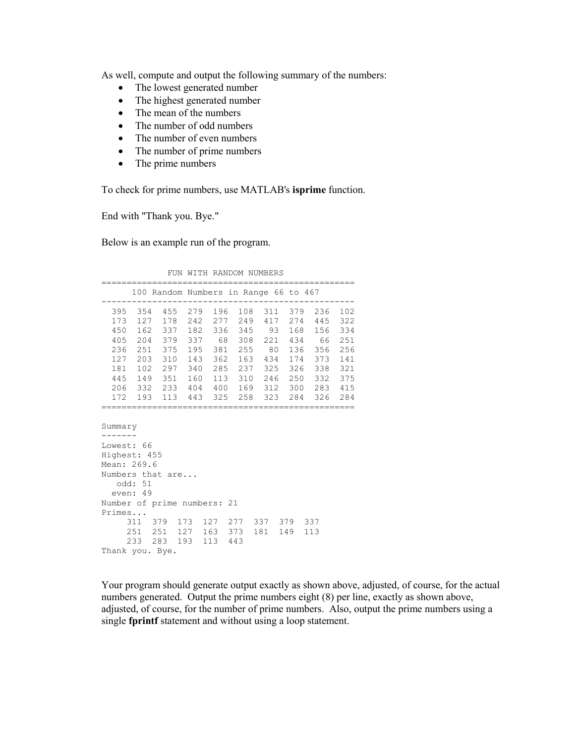As well, compute and output the following summary of the numbers:

- The lowest generated number
- The highest generated number
- The mean of the numbers
- The number of odd numbers
- The number of even numbers
- The number of prime numbers
- The prime numbers

To check for prime numbers, use MATLAB's **isprime** function.

End with "Thank you. Bye."

Below is an example run of the program.

```
             FUN WITH RANDOM NUMBERS
==================================================
      100 Random Numbers in Range 66 to 467
--------------------------------------------------
  395  354  455  279  196  108  311  379  236  102
  173  127  178  242  277  249  417  274  445  322
  450  162  337  182  336  345   93  168  156  334
  405  204  379  337   68  308  221  434   66  251
  236  251  375  195  381  255   80  136  356  256
  127  203  310  143  362  163  434  174  373  141
  181  102  297  340  285  237  325  326  338  321
  445  149  351  160  113  310  246  250  332  375
  206  332  233  404  400  169  312  300  283  415
  172  193  113  443  325  258  323  284  326  284
==================================================

Summary
-------
Lowest: 66
Highest: 455
Mean: 269.6
Numbers that are...
   odd: 51
  even: 49
Number of prime numbers: 21
Primes...
     311  379  173  127  277  337  379  337
     251  251  127  163  373  181  149  113
     233  283  193  113  443
Thank you. Bye.
```

Your program should generate output exactly as shown above, adjusted, of course, for the actual numbers generated. Output the prime numbers eight (8) per line, exactly as shown above, adjusted, of course, for the number of prime numbers. Also, output the prime numbers using a single **fprintf** statement and without using a loop statement.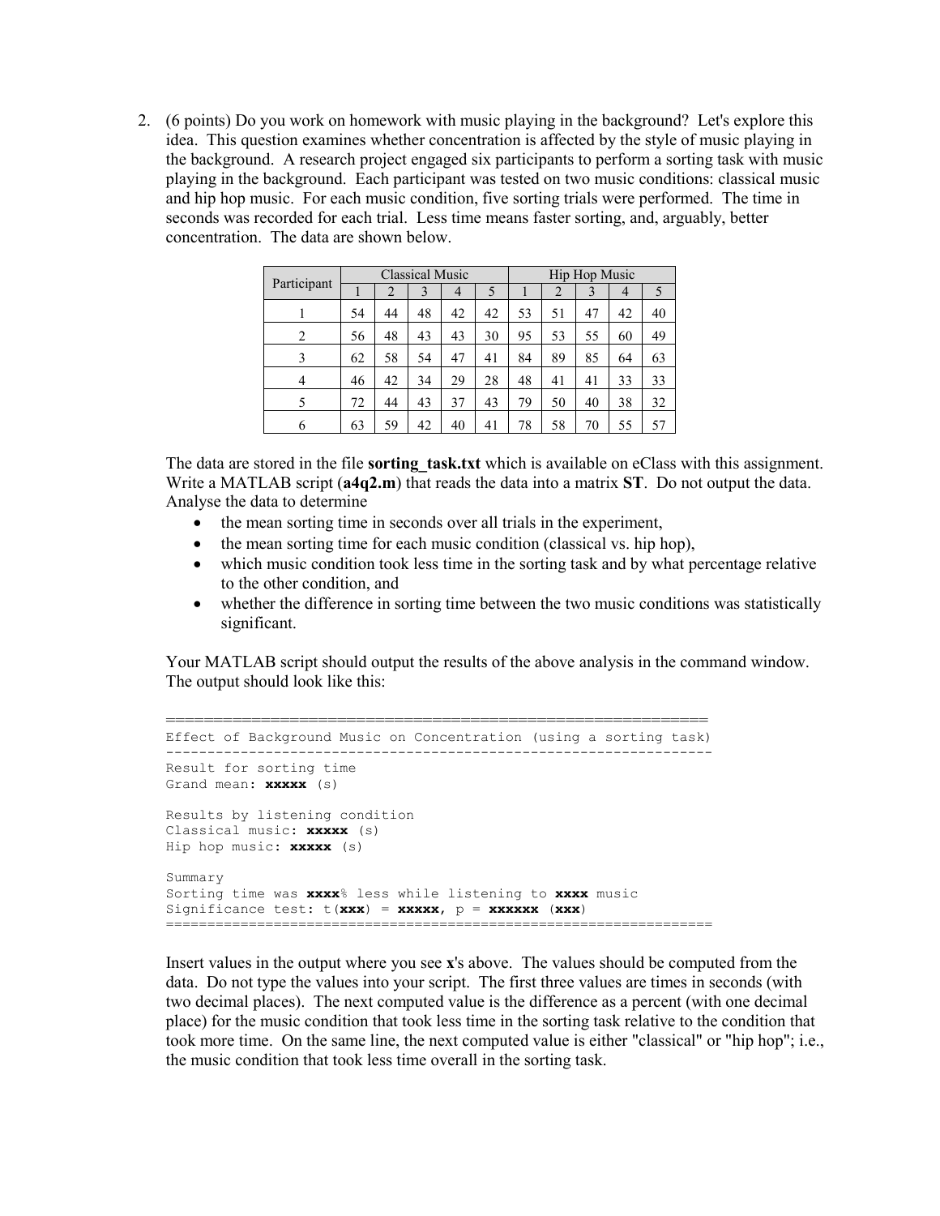2. (6 points) Do you work on homework with music playing in the background? Let's explore this idea. This question examines whether concentration is affected by the style of music playing in the background. A research project engaged six participants to perform a sorting task with music playing in the background. Each participant was tested on two music conditions: classical music and hip hop music. For each music condition, five sorting trials were performed. The time in seconds was recorded for each trial. Less time means faster sorting, and, arguably, better concentration. The data are shown below.

| Participant | Classical Music | | | | | Hip Hop Music | | | | |
|---|---|---|---|---|---|---|---|---|---|---|
| | 1 | 2 | 3 | 4 | 5 | 1 | 2 | 3 | 4 | 5 |
| 1 | 54 | 44 | 48 | 42 | 42 | 53 | 51 | 47 | 42 | 40 |
| 2 | 56 | 48 | 43 | 43 | 30 | 95 | 53 | 55 | 60 | 49 |
| 3 | 62 | 58 | 54 | 47 | 41 | 84 | 89 | 85 | 64 | 63 |
| 4 | 46 | 42 | 34 | 29 | 28 | 48 | 41 | 41 | 33 | 33 |
| 5 | 72 | 44 | 43 | 37 | 43 | 79 | 50 | 40 | 38 | 32 |
| 6 | 63 | 59 | 42 | 40 | 41 | 78 | 58 | 70 | 55 | 57 |

The data are stored in the file **sorting_task.txt** which is available on eClass with this assignment. Write a MATLAB script (**a4q2.m**) that reads the data into a matrix **ST**. Do not output the data. Analyse the data to determine

- the mean sorting time in seconds over all trials in the experiment,
- the mean sorting time for each music condition (classical vs. hip hop),
- which music condition took less time in the sorting task and by what percentage relative to the other condition, and
- whether the difference in sorting time between the two music conditions was statistically significant.

Your MATLAB script should output the results of the above analysis in the command window. The output should look like this:

```
============================================================
Effect of Background Music on Concentration (using a sorting task)
------------------------------------------------------------------
Result for sorting time
Grand mean: xxxxx (s)

Results by listening condition
Classical music: xxxxx (s)
Hip hop music: xxxxx (s)

Summary
Sorting time was xxxx% less while listening to xxxx music
Significance test: t(xxx) = xxxxx, p = xxxxxx (xxx)
==================================================================
```

Insert values in the output where you see **x**'s above. The values should be computed from the data. Do not type the values into your script. The first three values are times in seconds (with two decimal places). The next computed value is the difference as a percent (with one decimal place) for the music condition that took less time in the sorting task relative to the condition that took more time. On the same line, the next computed value is either "classical" or "hip hop"; i.e., the music condition that took less time overall in the sorting task.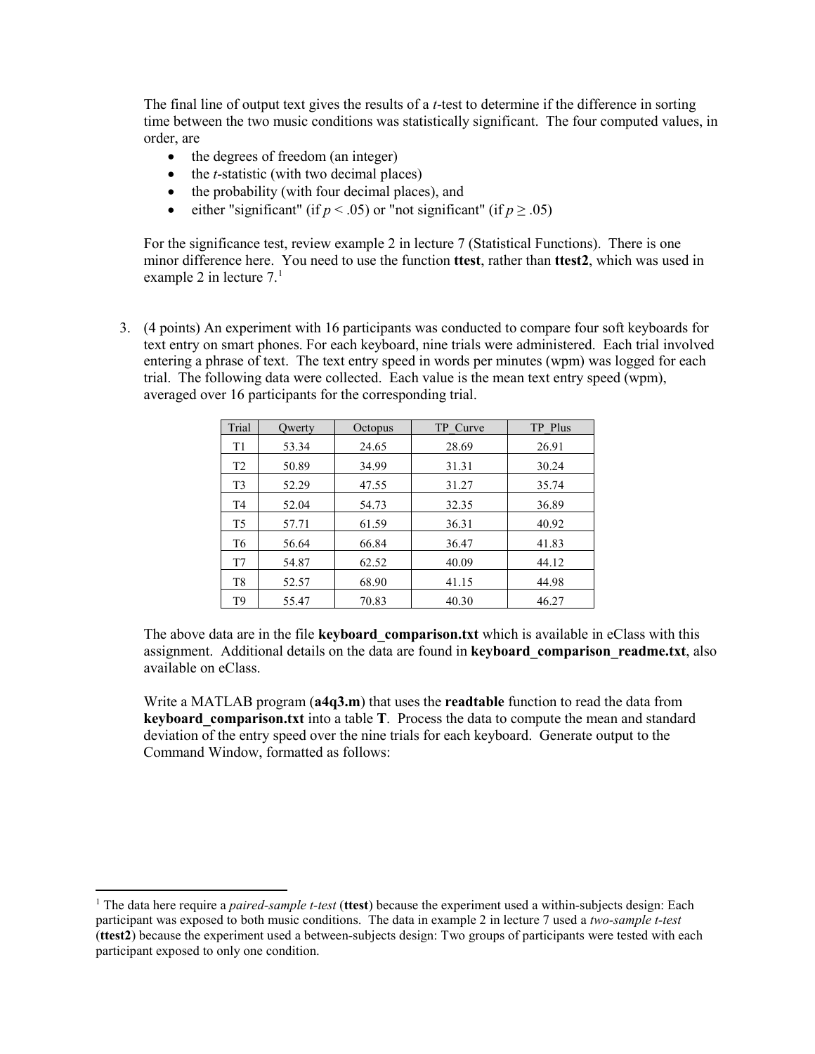The final line of output text gives the results of a *t*-test to determine if the difference in sorting time between the two music conditions was statistically significant. The four computed values, in order, are

- the degrees of freedom (an integer)
- the *t*-statistic (with two decimal places)
- the probability (with four decimal places), and
- either "significant" (if $p < .05$) or "not significant" (if $p \geq .05$)

For the significance test, review example 2 in lecture 7 (Statistical Functions). There is one minor difference here. You need to use the function **ttest**, rather than **ttest2**, which was used in example 2 in lecture 7.[1]

3. (4 points) An experiment with 16 participants was conducted to compare four soft keyboards for text entry on smart phones. For each keyboard, nine trials were administered. Each trial involved entering a phrase of text. The text entry speed in words per minutes (wpm) was logged for each trial. The following data were collected. Each value is the mean text entry speed (wpm), averaged over 16 participants for the corresponding trial.

| Trial | Qwerty | Octopus | TP_Curve | TP_Plus |
|---|---|---|---|---|
| T1 | 53.34 | 24.65 | 28.69 | 26.91 |
| T2 | 50.89 | 34.99 | 31.31 | 30.24 |
| T3 | 52.29 | 47.55 | 31.27 | 35.74 |
| T4 | 52.04 | 54.73 | 32.35 | 36.89 |
| T5 | 57.71 | 61.59 | 36.31 | 40.92 |
| T6 | 56.64 | 66.84 | 36.47 | 41.83 |
| T7 | 54.87 | 62.52 | 40.09 | 44.12 |
| T8 | 52.57 | 68.90 | 41.15 | 44.98 |
| T9 | 55.47 | 70.83 | 40.30 | 46.27 |

The above data are in the file **keyboard_comparison.txt** which is available in eClass with this assignment. Additional details on the data are found in **keyboard_comparison_readme.txt**, also available on eClass.

Write a MATLAB program (**a4q3.m**) that uses the **readtable** function to read the data from **keyboard_comparison.txt** into a table **T**. Process the data to compute the mean and standard deviation of the entry speed over the nine trials for each keyboard. Generate output to the Command Window, formatted as follows:

[1] The data here require a *paired-sample t-test* (**ttest**) because the experiment used a within-subjects design: Each participant was exposed to both music conditions. The data in example 2 in lecture 7 used a *two-sample t-test* (**ttest2**) because the experiment used a between-subjects design: Two groups of participants were tested with each participant exposed to only one condition.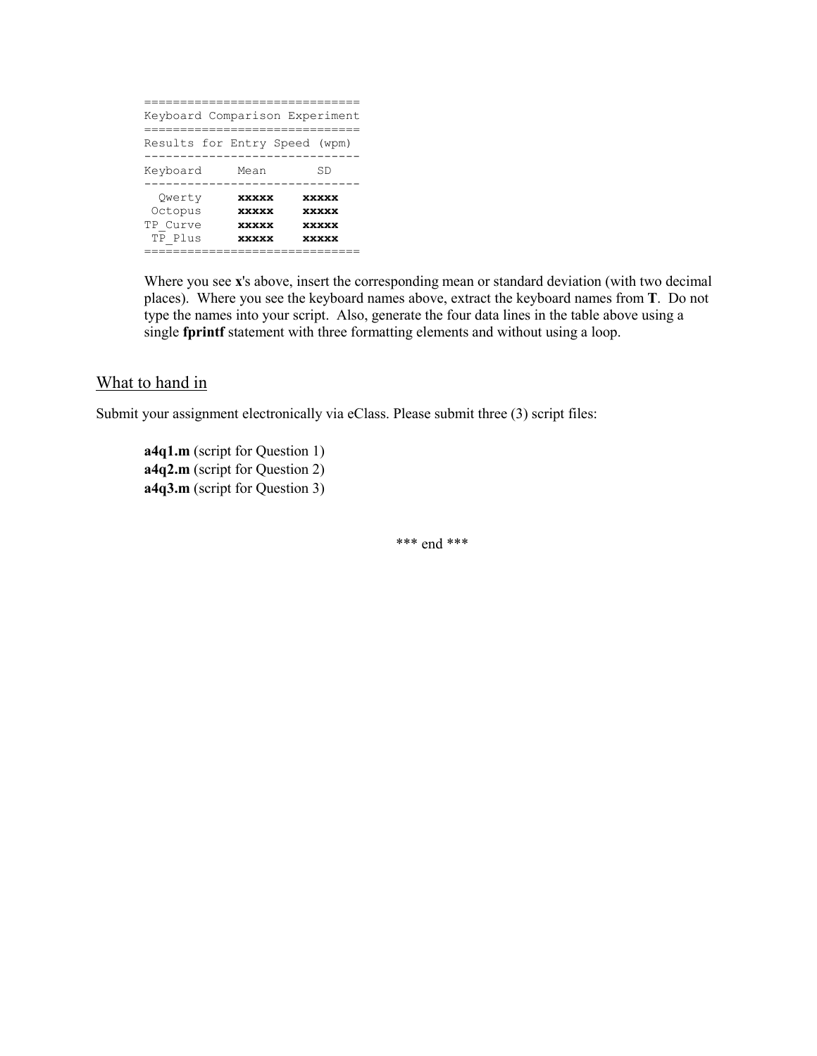```
==============================
Keyboard Comparison Experiment
==============================
Results for Entry Speed (wpm)
------------------------------
Keyboard     Mean       SD
------------------------------
  Qwerty     xxxxx    xxxxx
 Octopus     xxxxx    xxxxx
TP_Curve     xxxxx    xxxxx
 TP_Plus     xxxxx    xxxxx
==============================
```

Where you see **x**'s above, insert the corresponding mean or standard deviation (with two decimal places). Where you see the keyboard names above, extract the keyboard names from **T**. Do not type the names into your script. Also, generate the four data lines in the table above using a single **fprintf** statement with three formatting elements and without using a loop.

## What to hand in

Submit your assignment electronically via eClass. Please submit three (3) script files:

**a4q1.m** (script for Question 1)
**a4q2.m** (script for Question 2)
**a4q3.m** (script for Question 3)

*** end ***